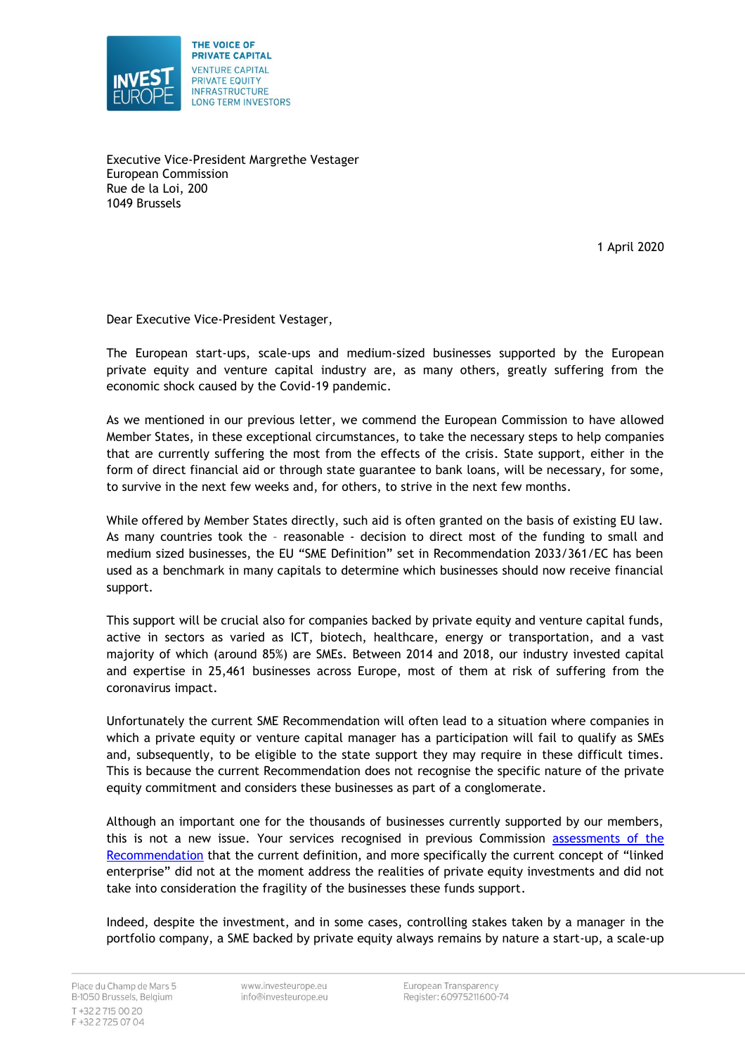INVEST EUROPE

THE VOICE OF PRIVATE CAPITAL

VENTURE CAPITAL
PRIVATE EQUITY
INFRASTRUCTURE
LONG TERM INVESTORS

Executive Vice-President Margrethe Vestager
European Commission
Rue de la Loi, 200
1049 Brussels

1 April 2020

Dear Executive Vice-President Vestager,

The European start-ups, scale-ups and medium-sized businesses supported by the European private equity and venture capital industry are, as many others, greatly suffering from the economic shock caused by the Covid-19 pandemic.

As we mentioned in our previous letter, we commend the European Commission to have allowed Member States, in these exceptional circumstances, to take the necessary steps to help companies that are currently suffering the most from the effects of the crisis. State support, either in the form of direct financial aid or through state guarantee to bank loans, will be necessary, for some, to survive in the next few weeks and, for others, to strive in the next few months.

While offered by Member States directly, such aid is often granted on the basis of existing EU law. As many countries took the – reasonable - decision to direct most of the funding to small and medium sized businesses, the EU "SME Definition" set in Recommendation 2033/361/EC has been used as a benchmark in many capitals to determine which businesses should now receive financial support.

This support will be crucial also for companies backed by private equity and venture capital funds, active in sectors as varied as ICT, biotech, healthcare, energy or transportation, and a vast majority of which (around 85%) are SMEs. Between 2014 and 2018, our industry invested capital and expertise in 25,461 businesses across Europe, most of them at risk of suffering from the coronavirus impact.

Unfortunately the current SME Recommendation will often lead to a situation where companies in which a private equity or venture capital manager has a participation will fail to qualify as SMEs and, subsequently, to be eligible to the state support they may require in these difficult times. This is because the current Recommendation does not recognise the specific nature of the private equity commitment and considers these businesses as part of a conglomerate.

Although an important one for the thousands of businesses currently supported by our members, this is not a new issue. Your services recognised in previous Commission assessments of the Recommendation that the current definition, and more specifically the current concept of "linked enterprise" did not at the moment address the realities of private equity investments and did not take into consideration the fragility of the businesses these funds support.

Indeed, despite the investment, and in some cases, controlling stakes taken by a manager in the portfolio company, a SME backed by private equity always remains by nature a start-up, a scale-up

Place du Champ de Mars 5
B-1050 Brussels, Belgium
T +32 2 715 00 20
F +32 2 725 07 04

www.investeurope.eu
info@investeurope.eu

European Transparency
Register: 60975211600-74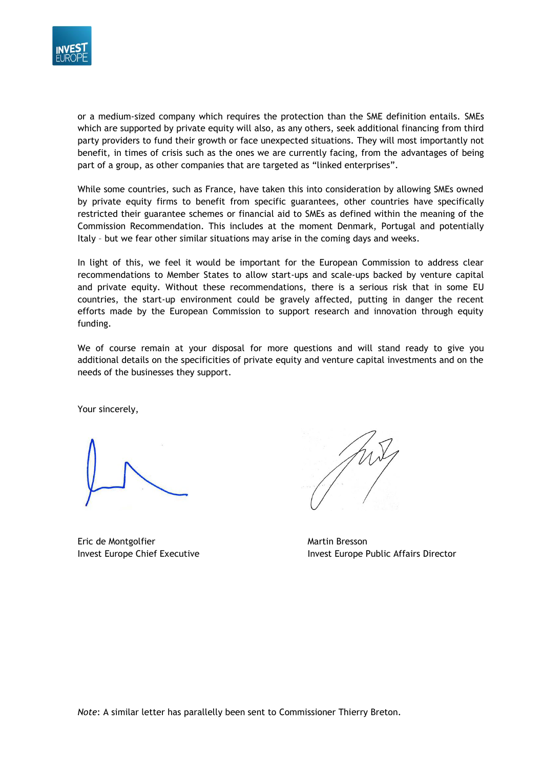or a medium-sized company which requires the protection than the SME definition entails. SMEs which are supported by private equity will also, as any others, seek additional financing from third party providers to fund their growth or face unexpected situations. They will most importantly not benefit, in times of crisis such as the ones we are currently facing, from the advantages of being part of a group, as other companies that are targeted as “linked enterprises”.

While some countries, such as France, have taken this into consideration by allowing SMEs owned by private equity firms to benefit from specific guarantees, other countries have specifically restricted their guarantee schemes or financial aid to SMEs as defined within the meaning of the Commission Recommendation. This includes at the moment Denmark, Portugal and potentially Italy – but we fear other similar situations may arise in the coming days and weeks.

In light of this, we feel it would be important for the European Commission to address clear recommendations to Member States to allow start-ups and scale-ups backed by venture capital and private equity. Without these recommendations, there is a serious risk that in some EU countries, the start-up environment could be gravely affected, putting in danger the recent efforts made by the European Commission to support research and innovation through equity funding.

We of course remain at your disposal for more questions and will stand ready to give you additional details on the specificities of private equity and venture capital investments and on the needs of the businesses they support.

Your sincerely,

Eric de Montgolfier
Invest Europe Chief Executive

Martin Bresson
Invest Europe Public Affairs Director

*Note*: A similar letter has parallelly been sent to Commissioner Thierry Breton.